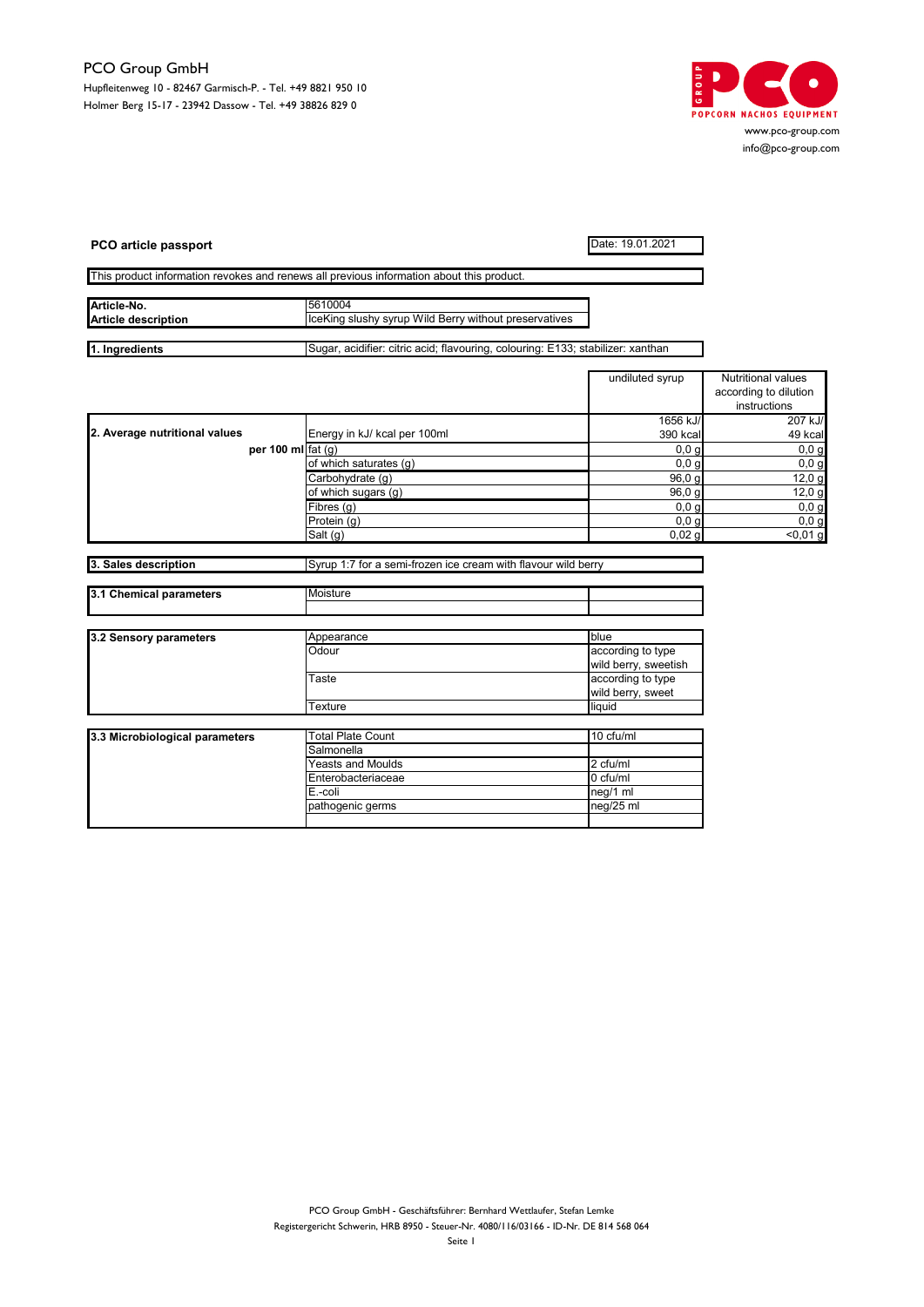PCO Group GmbH
Hupfleitenweg 10 - 82467 Garmisch-P. - Tel. +49 8821 950 10
Holmer Berg 15-17 - 23942 Dassow - Tel. +49 38826 829 0

PCO GROUP POPCORN NACHOS EQUIPMENT
www.pco-group.com
info@pco-group.com

**PCO article passport**

Date: 19.01.2021

This product information revokes and renews all previous information about this product.

| | |
|---|---|
| **Article-No.** | 5610004 |
| **Article description** | IceKing slushy syrup Wild Berry without preservatives |

| | |
|---|---|
| **1. Ingredients** | Sugar, acidifier: citric acid; flavouring, colouring: E133; stabilizer: xanthan |

| | | undiluted syrup | Nutritional values according to dilution instructions |
|---|---|---|---|
| **2. Average nutritional values** | Energy in kJ/ kcal per 100ml | 1656 kJ/ 390 kcal | 207 kJ/ 49 kcal |
| **per 100 ml** | fat (g) | 0,0 g | 0,0 g |
| | of which saturates (g) | 0,0 g | 0,0 g |
| | Carbohydrate (g) | 96,0 g | 12,0 g |
| | of which sugars (g) | 96,0 g | 12,0 g |
| | Fibres (g) | 0,0 g | 0,0 g |
| | Protein (g) | 0,0 g | 0,0 g |
| | Salt (g) | 0,02 g | <0,01 g |

| | |
|---|---|
| **3. Sales description** | Syrup 1:7 for a semi-frozen ice cream with flavour wild berry |

| | | |
|---|---|---|
| **3.1 Chemical parameters** | Moisture | |
| | | |

| | | |
|---|---|---|
| **3.2 Sensory parameters** | Appearance | blue |
| | Odour | according to type wild berry, sweetish |
| | Taste | according to type wild berry, sweet |
| | Texture | liquid |

| | | |
|---|---|---|
| **3.3 Microbiological parameters** | Total Plate Count | 10 cfu/ml |
| | Salmonella | |
| | Yeasts and Moulds | 2 cfu/ml |
| | Enterobacteriaceae | 0 cfu/ml |
| | E.-coli | neg/1 ml |
| | pathogenic germs | neg/25 ml |
| | | |

PCO Group GmbH - Geschäftsführer: Bernhard Wettlaufer, Stefan Lemke
Registergericht Schwerin, HRB 8950 - Steuer-Nr. 4080/116/03166 - ID-Nr. DE 814 568 064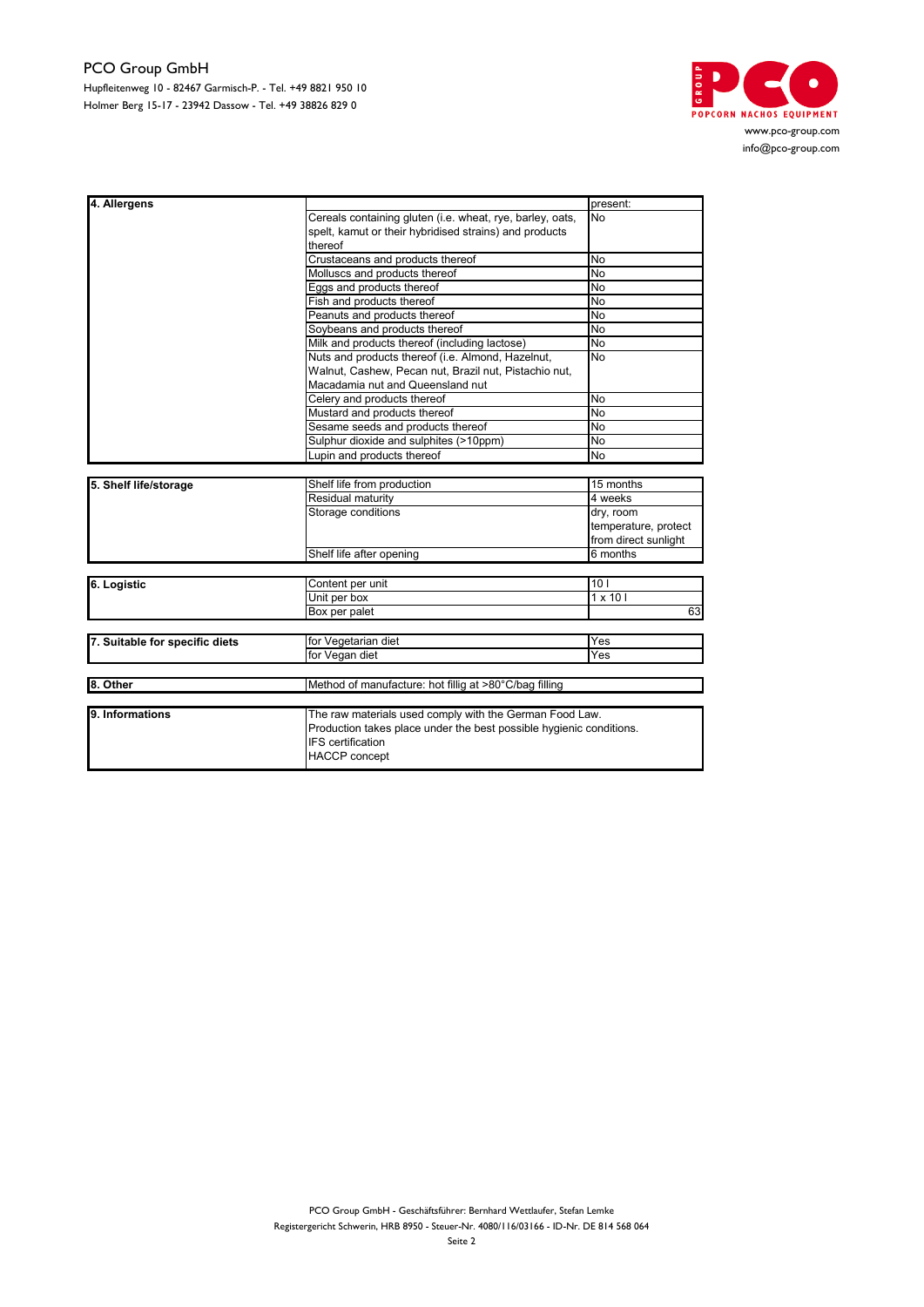PCO Group GmbH

Hupfleitenweg 10 - 82467 Garmisch-P. - Tel. +49 8821 950 10

Holmer Berg 15-17 - 23942 Dassow - Tel. +49 38826 829 0

www.pco-group.com

info@pco-group.com

| | | |
|---|---|---|
| **4. Allergens** | | present: |
| | Cereals containing gluten (i.e. wheat, rye, barley, oats, spelt, kamut or their hybridised strains) and products thereof | No |
| | Crustaceans and products thereof | No |
| | Molluscs and products thereof | No |
| | Eggs and products thereof | No |
| | Fish and products thereof | No |
| | Peanuts and products thereof | No |
| | Soybeans and products thereof | No |
| | Milk and products thereof (including lactose) | No |
| | Nuts and products thereof (i.e. Almond, Hazelnut, Walnut, Cashew, Pecan nut, Brazil nut, Pistachio nut, Macadamia nut and Queensland nut | No |
| | Celery and products thereof | No |
| | Mustard and products thereof | No |
| | Sesame seeds and products thereof | No |
| | Sulphur dioxide and sulphites (>10ppm) | No |
| | Lupin and products thereof | No |

| | | |
|---|---|---|
| **5. Shelf life/storage** | Shelf life from production | 15 months |
| | Residual maturity | 4 weeks |
| | Storage conditions | dry, room temperature, protect from direct sunlight |
| | Shelf life after opening | 6 months |

| | | |
|---|---|---|
| **6. Logistic** | Content per unit | 10 l |
| | Unit per box | 1 x 10 l |
| | Box per palet | 63 |

| | | |
|---|---|---|
| **7. Suitable for specific diets** | for Vegetarian diet | Yes |
| | for Vegan diet | Yes |

| | |
|---|---|
| **8. Other** | Method of manufacture: hot fillig at >80°C/bag filling |

| | |
|---|---|
| **9. Informations** | The raw materials used comply with the German Food Law.<br>Production takes place under the best possible hygienic conditions.<br>IFS certification<br>HACCP concept |

PCO Group GmbH - Geschäftsführer: Bernhard Wettlaufer, Stefan Lemke

Registergericht Schwerin, HRB 8950 - Steuer-Nr. 4080/116/03166 - ID-Nr. DE 814 568 064